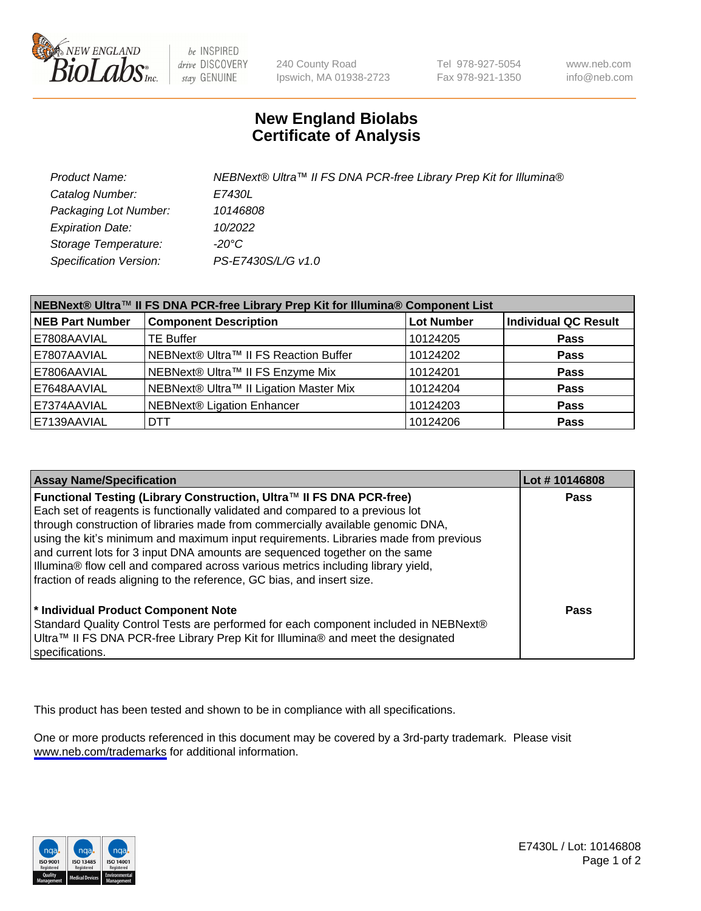# New England Biolabs Certificate of Analysis

| | |
|---|---|
| Product Name: | NEBNext® Ultra™ II FS DNA PCR-free Library Prep Kit for Illumina® |
| Catalog Number: | E7430L |
| Packaging Lot Number: | 10146808 |
| Expiration Date: | 10/2022 |
| Storage Temperature: | -20°C |
| Specification Version: | PS-E7430S/L/G v1.0 |

**NEBNext® Ultra™ II FS DNA PCR-free Library Prep Kit for Illumina® Component List**

| NEB Part Number | Component Description | Lot Number | Individual QC Result |
|---|---|---|---|
| E7808AAVIAL | TE Buffer | 10124205 | Pass |
| E7807AAVIAL | NEBNext® Ultra™ II FS Reaction Buffer | 10124202 | Pass |
| E7806AAVIAL | NEBNext® Ultra™ II FS Enzyme Mix | 10124201 | Pass |
| E7648AAVIAL | NEBNext® Ultra™ II Ligation Master Mix | 10124204 | Pass |
| E7374AAVIAL | NEBNext® Ligation Enhancer | 10124203 | Pass |
| E7139AAVIAL | DTT | 10124206 | Pass |

| Assay Name/Specification | Lot # 10146808 |
|---|---|
| **Functional Testing (Library Construction, Ultra™ II FS DNA PCR-free)** Each set of reagents is functionally validated and compared to a previous lot through construction of libraries made from commercially available genomic DNA, using the kit's minimum and maximum input requirements. Libraries made from previous and current lots for 3 input DNA amounts are sequenced together on the same Illumina® flow cell and compared across various metrics including library yield, fraction of reads aligning to the reference, GC bias, and insert size. | Pass |
| **\* Individual Product Component Note** Standard Quality Control Tests are performed for each component included in NEBNext® Ultra™ II FS DNA PCR-free Library Prep Kit for Illumina® and meet the designated specifications. | Pass |

This product has been tested and shown to be in compliance with all specifications.

One or more products referenced in this document may be covered by a 3rd-party trademark. Please visit www.neb.com/trademarks for additional information.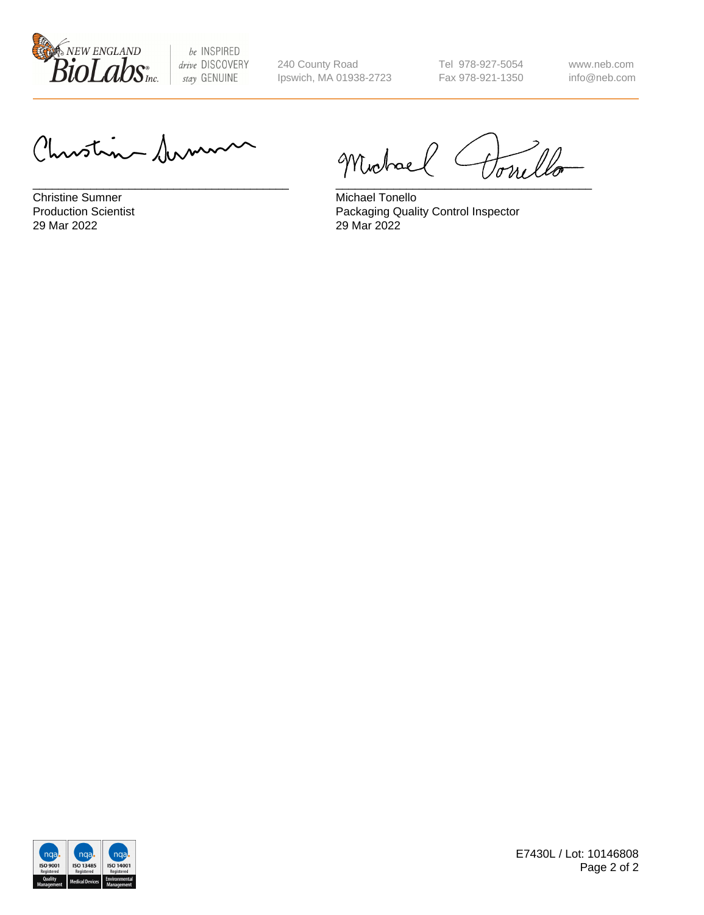240 County Road
Ipswich, MA 01938-2723

Tel 978-927-5054
Fax 978-921-1350

www.neb.com
info@neb.com

Christine Sumner
Production Scientist
29 Mar 2022

Michael Tonello
Packaging Quality Control Inspector
29 Mar 2022

E7430L / Lot: 10146808